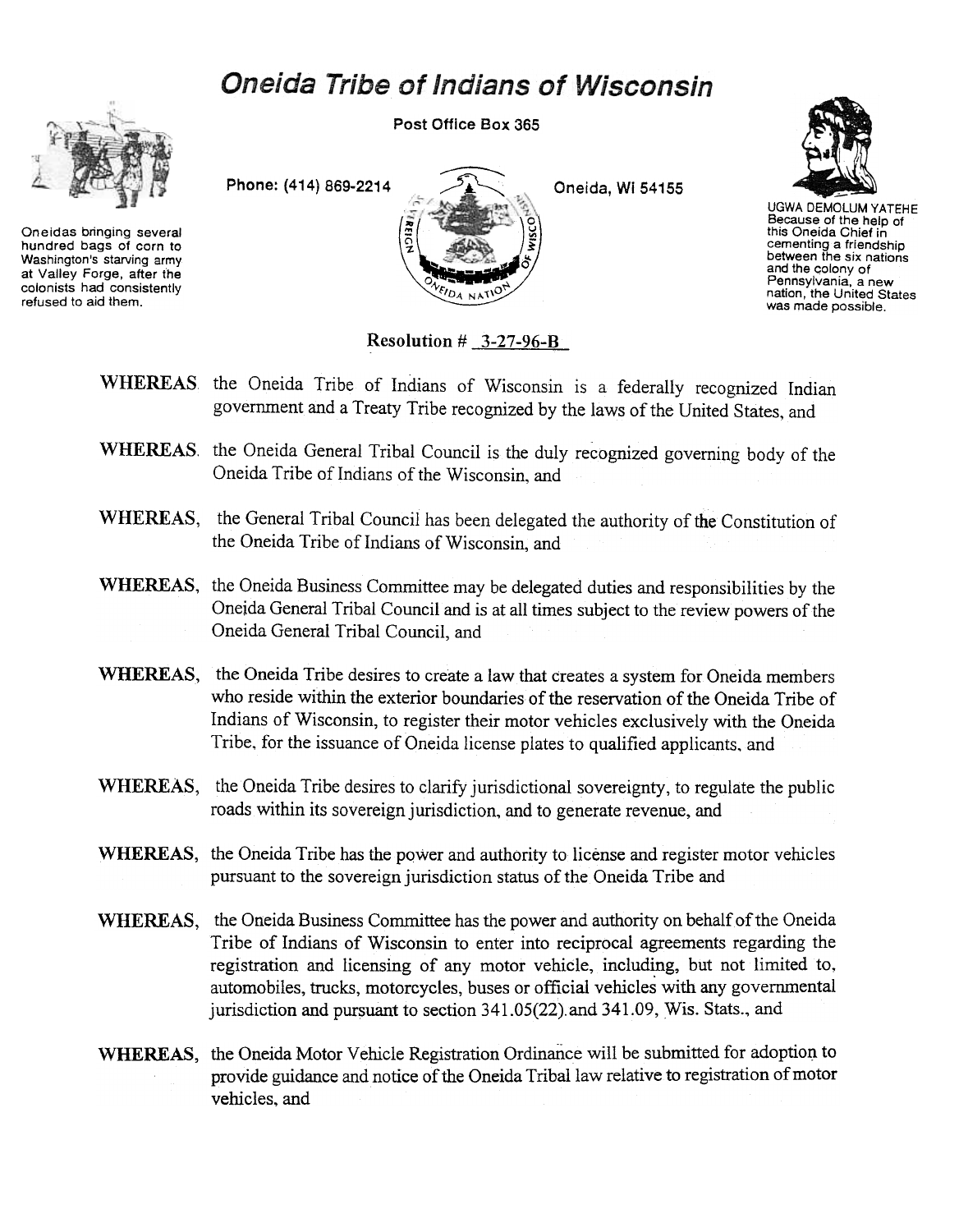# Oneida Tribe of Indians of Wisconsin

Post Office Box 365

Phone: (414) 869-2214 Oneida, WI 54155

Oneidas bringing several hundred bags of corn to Washington's starving army at Valley Forge, after the colonists had consistently refused to aid them.

UGWA DEMOLUM YATEHE
Because of the help of this Oneida Chief in cementing a friendship between the six nations and the colony of Pennsylvania, a new nation, the United States was made possible.

**Resolution # 3-27-96-B**

**WHEREAS** the Oneida Tribe of Indians of Wisconsin is a federally recognized Indian government and a Treaty Tribe recognized by the laws of the United States, and

**WHEREAS** the Oneida General Tribal Council is the duly recognized governing body of the Oneida Tribe of Indians of the Wisconsin, and

**WHEREAS,** the General Tribal Council has been delegated the authority of the Constitution of the Oneida Tribe of Indians of Wisconsin, and

**WHEREAS,** the Oneida Business Committee may be delegated duties and responsibilities by the Oneida General Tribal Council and is at all times subject to the review powers of the Oneida General Tribal Council, and

**WHEREAS,** the Oneida Tribe desires to create a law that creates a system for Oneida members who reside within the exterior boundaries of the reservation of the Oneida Tribe of Indians of Wisconsin, to register their motor vehicles exclusively with the Oneida Tribe, for the issuance of Oneida license plates to qualified applicants, and

**WHEREAS,** the Oneida Tribe desires to clarify jurisdictional sovereignty, to regulate the public roads within its sovereign jurisdiction, and to generate revenue, and

**WHEREAS,** the Oneida Tribe has the power and authority to license and register motor vehicles pursuant to the sovereign jurisdiction status of the Oneida Tribe and

**WHEREAS,** the Oneida Business Committee has the power and authority on behalf of the Oneida Tribe of Indians of Wisconsin to enter into reciprocal agreements regarding the registration and licensing of any motor vehicle, including, but not limited to, automobiles, trucks, motorcycles, buses or official vehicles with any governmental jurisdiction and pursuant to section 341.05(22) and 341.09, Wis. Stats., and

**WHEREAS,** the Oneida Motor Vehicle Registration Ordinance will be submitted for adoption to provide guidance and notice of the Oneida Tribal law relative to registration of motor vehicles, and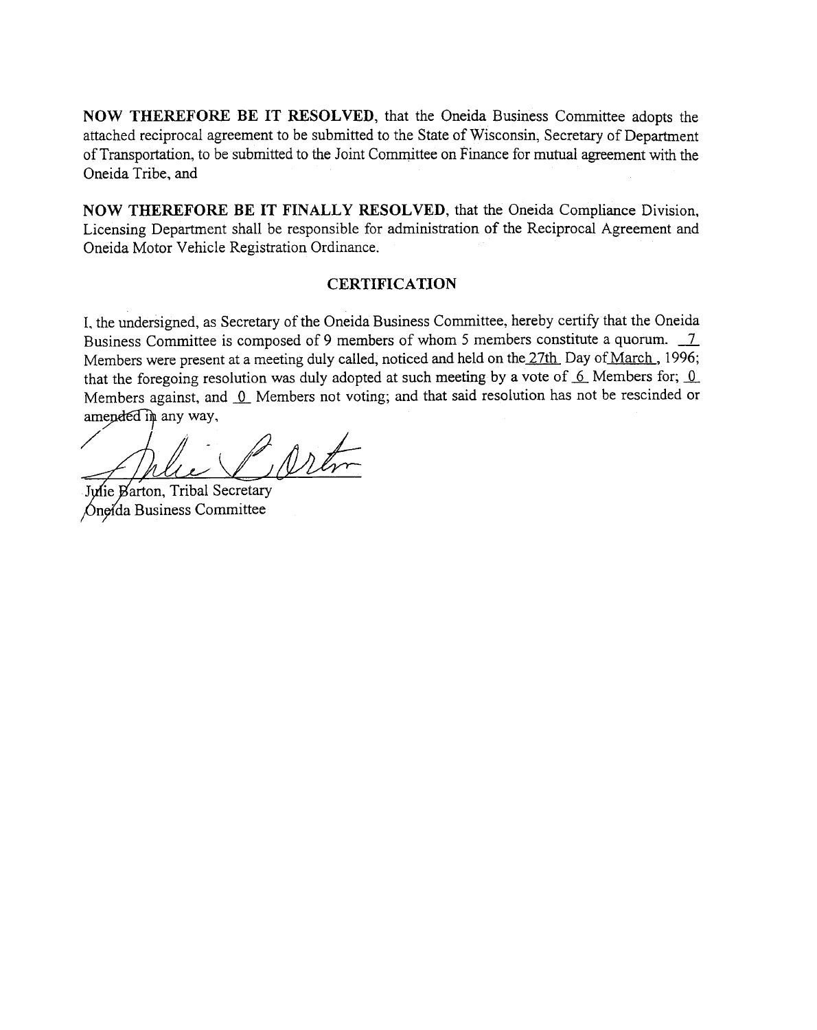**NOW THEREFORE BE IT RESOLVED**, that the Oneida Business Committee adopts the attached reciprocal agreement to be submitted to the State of Wisconsin, Secretary of Department of Transportation, to be submitted to the Joint Committee on Finance for mutual agreement with the Oneida Tribe, and

**NOW THEREFORE BE IT FINALLY RESOLVED**, that the Oneida Compliance Division, Licensing Department shall be responsible for administration of the Reciprocal Agreement and Oneida Motor Vehicle Registration Ordinance.

## CERTIFICATION

I, the undersigned, as Secretary of the Oneida Business Committee, hereby certify that the Oneida Business Committee is composed of 9 members of whom 5 members constitute a quorum. 7 Members were present at a meeting duly called, noticed and held on the 27th Day of March, 1996; that the foregoing resolution was duly adopted at such meeting by a vote of 6 Members for; 0 Members against, and 0 Members not voting; and that said resolution has not be rescinded or amended in any way,

Julie Barton, Tribal Secretary
Oneida Business Committee